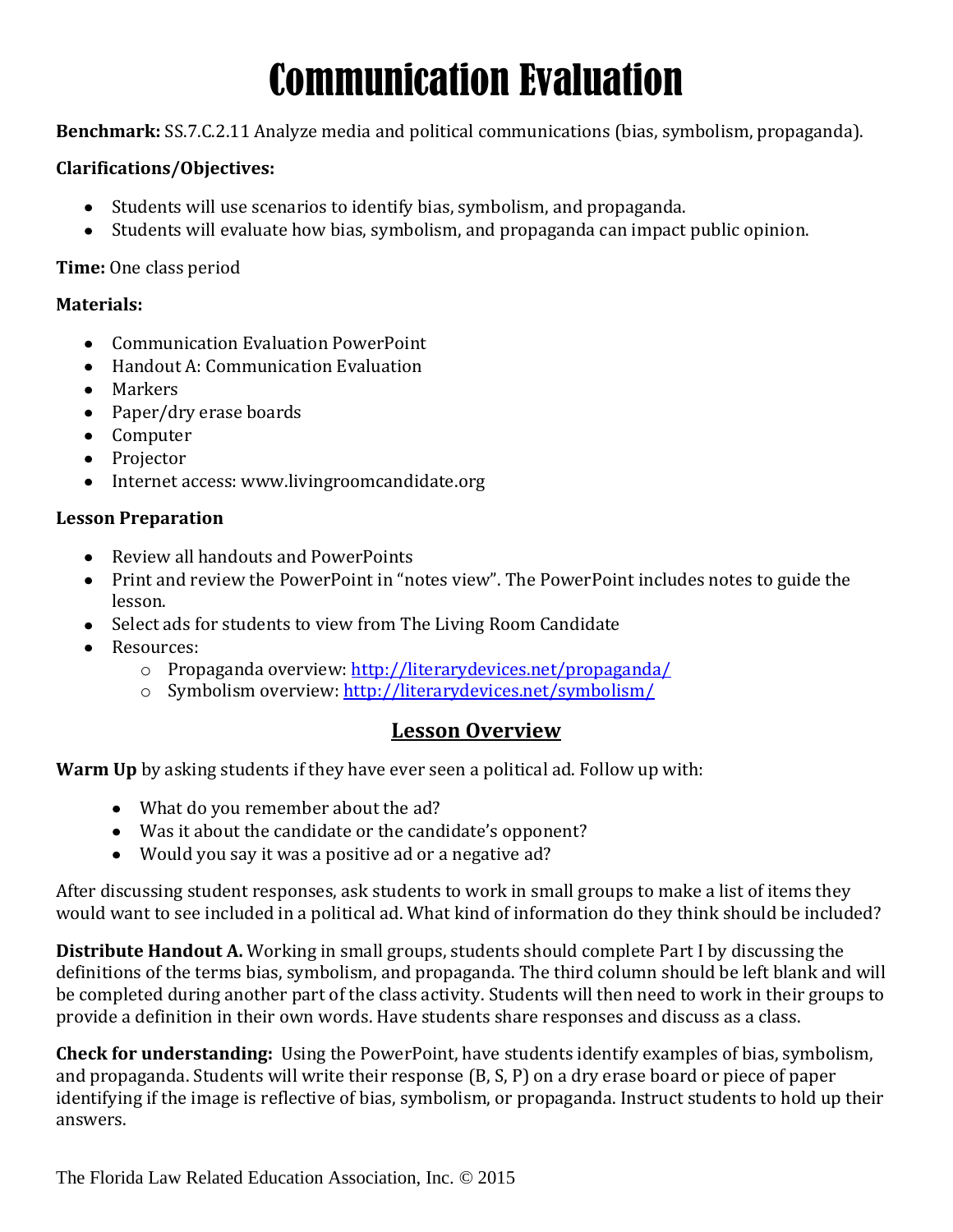# Communication Evaluation

**Benchmark:** SS.7.C.2.11 Analyze media and political communications (bias, symbolism, propaganda).

**Clarifications/Objectives:**

- Students will use scenarios to identify bias, symbolism, and propaganda.
- Students will evaluate how bias, symbolism, and propaganda can impact public opinion.

**Time:** One class period

**Materials:**

- Communication Evaluation PowerPoint
- Handout A: Communication Evaluation
- Markers
- Paper/dry erase boards
- Computer
- Projector
- Internet access: www.livingroomcandidate.org

**Lesson Preparation**

- Review all handouts and PowerPoints
- Print and review the PowerPoint in "notes view". The PowerPoint includes notes to guide the lesson.
- Select ads for students to view from The Living Room Candidate
- Resources:
  - Propaganda overview: http://literarydevices.net/propaganda/
  - Symbolism overview: http://literarydevices.net/symbolism/

## Lesson Overview

**Warm Up** by asking students if they have ever seen a political ad. Follow up with:

- What do you remember about the ad?
- Was it about the candidate or the candidate's opponent?
- Would you say it was a positive ad or a negative ad?

After discussing student responses, ask students to work in small groups to make a list of items they would want to see included in a political ad. What kind of information do they think should be included?

**Distribute Handout A.** Working in small groups, students should complete Part I by discussing the definitions of the terms bias, symbolism, and propaganda. The third column should be left blank and will be completed during another part of the class activity. Students will then need to work in their groups to provide a definition in their own words. Have students share responses and discuss as a class.

**Check for understanding:** Using the PowerPoint, have students identify examples of bias, symbolism, and propaganda. Students will write their response (B, S, P) on a dry erase board or piece of paper identifying if the image is reflective of bias, symbolism, or propaganda. Instruct students to hold up their answers.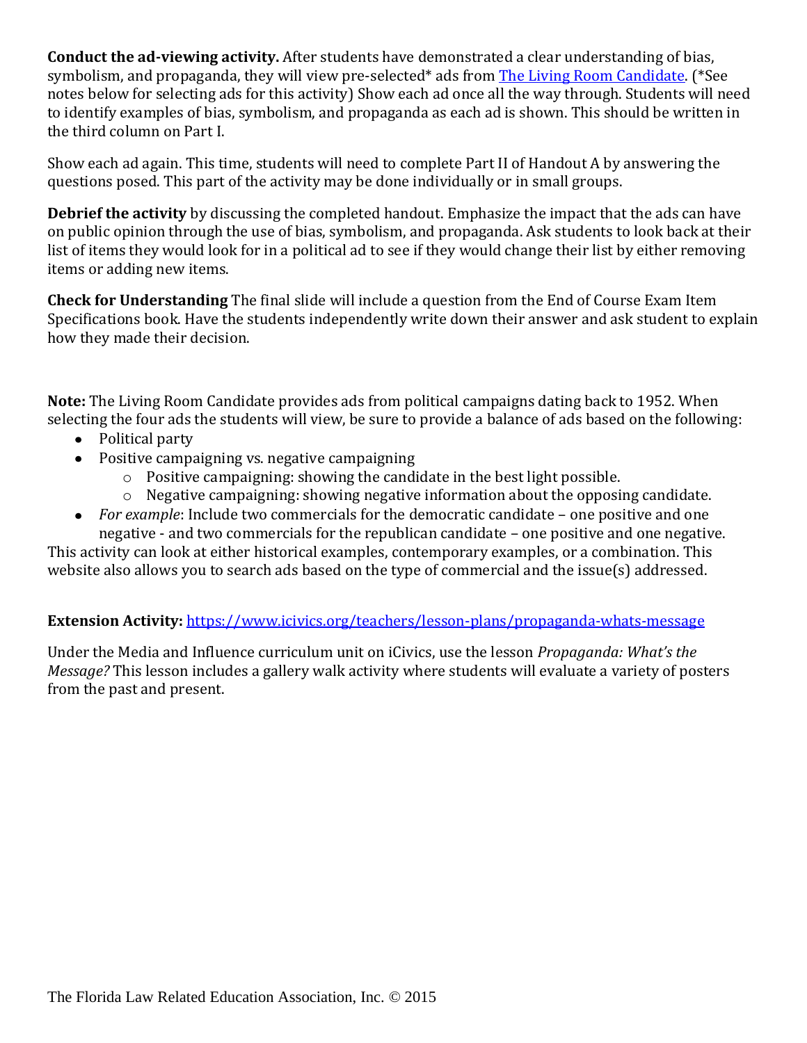**Conduct the ad-viewing activity.** After students have demonstrated a clear understanding of bias, symbolism, and propaganda, they will view pre-selected* ads from [The Living Room Candidate](). (*See notes below for selecting ads for this activity) Show each ad once all the way through. Students will need to identify examples of bias, symbolism, and propaganda as each ad is shown. This should be written in the third column on Part I.

Show each ad again. This time, students will need to complete Part II of Handout A by answering the questions posed. This part of the activity may be done individually or in small groups.

**Debrief the activity** by discussing the completed handout. Emphasize the impact that the ads can have on public opinion through the use of bias, symbolism, and propaganda. Ask students to look back at their list of items they would look for in a political ad to see if they would change their list by either removing items or adding new items.

**Check for Understanding** The final slide will include a question from the End of Course Exam Item Specifications book. Have the students independently write down their answer and ask student to explain how they made their decision.

**Note:** The Living Room Candidate provides ads from political campaigns dating back to 1952. When selecting the four ads the students will view, be sure to provide a balance of ads based on the following:

- Political party
- Positive campaigning vs. negative campaigning
    - Positive campaigning: showing the candidate in the best light possible.
    - Negative campaigning: showing negative information about the opposing candidate.
- *For example*: Include two commercials for the democratic candidate – one positive and one negative - and two commercials for the republican candidate – one positive and one negative.

This activity can look at either historical examples, contemporary examples, or a combination. This website also allows you to search ads based on the type of commercial and the issue(s) addressed.

**Extension Activity:** https://www.icivics.org/teachers/lesson-plans/propaganda-whats-message

Under the Media and Influence curriculum unit on iCivics, use the lesson *Propaganda: What's the Message?* This lesson includes a gallery walk activity where students will evaluate a variety of posters from the past and present.

The Florida Law Related Education Association, Inc. © 2015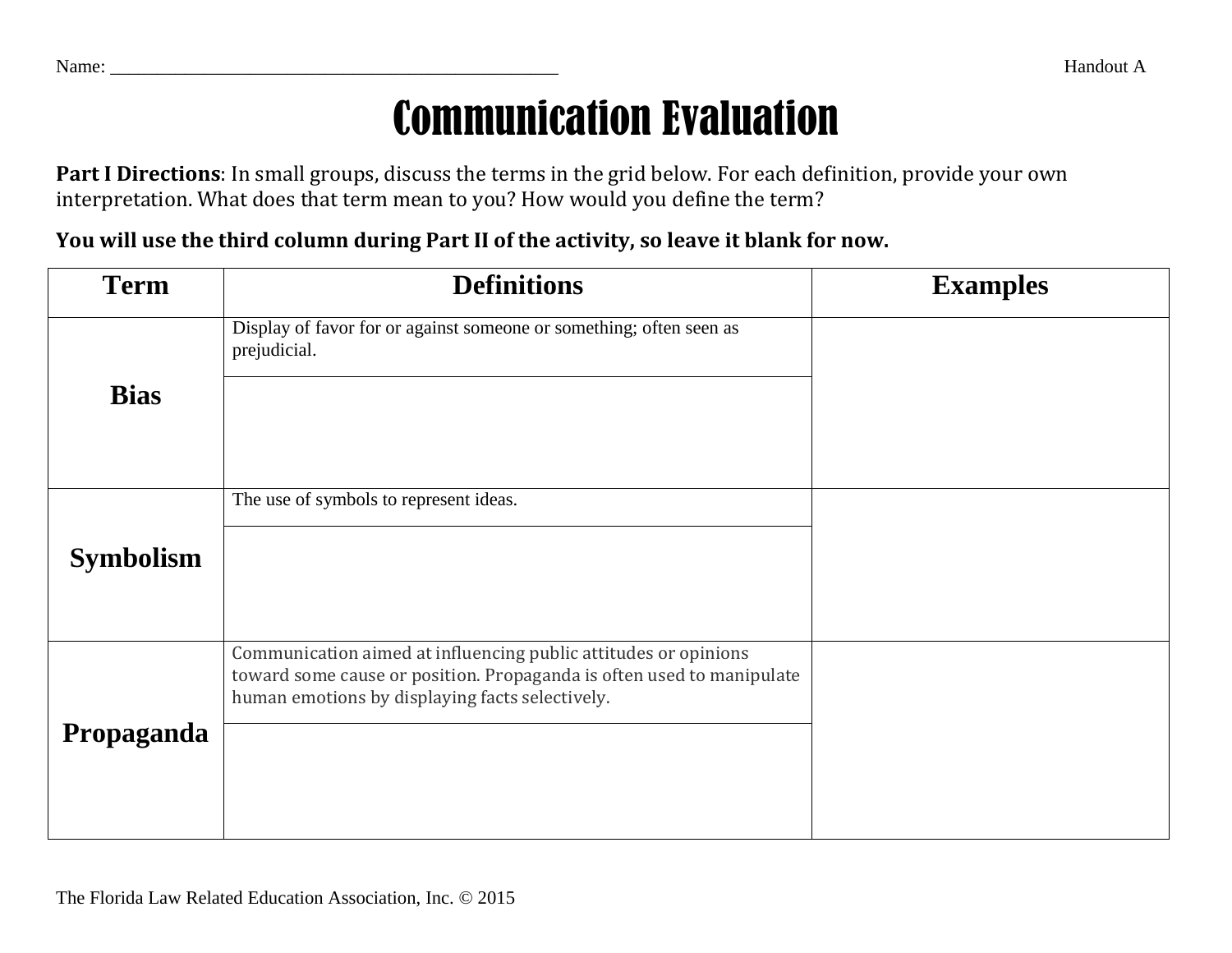Name: _______________________________________________ Handout A

# Communication Evaluation

**Part I Directions**: In small groups, discuss the terms in the grid below. For each definition, provide your own interpretation. What does that term mean to you? How would you define the term?

**You will use the third column during Part II of the activity, so leave it blank for now.**

| Term | Definitions | Examples |
|---|---|---|
| **Bias** | Display of favor for or against someone or something; often seen as prejudicial. | |
| | | |
| **Symbolism** | The use of symbols to represent ideas. | |
| | | |
| **Propaganda** | Communication aimed at influencing public attitudes or opinions toward some cause or position. Propaganda is often used to manipulate human emotions by displaying facts selectively. | |
| | | |

The Florida Law Related Education Association, Inc. © 2015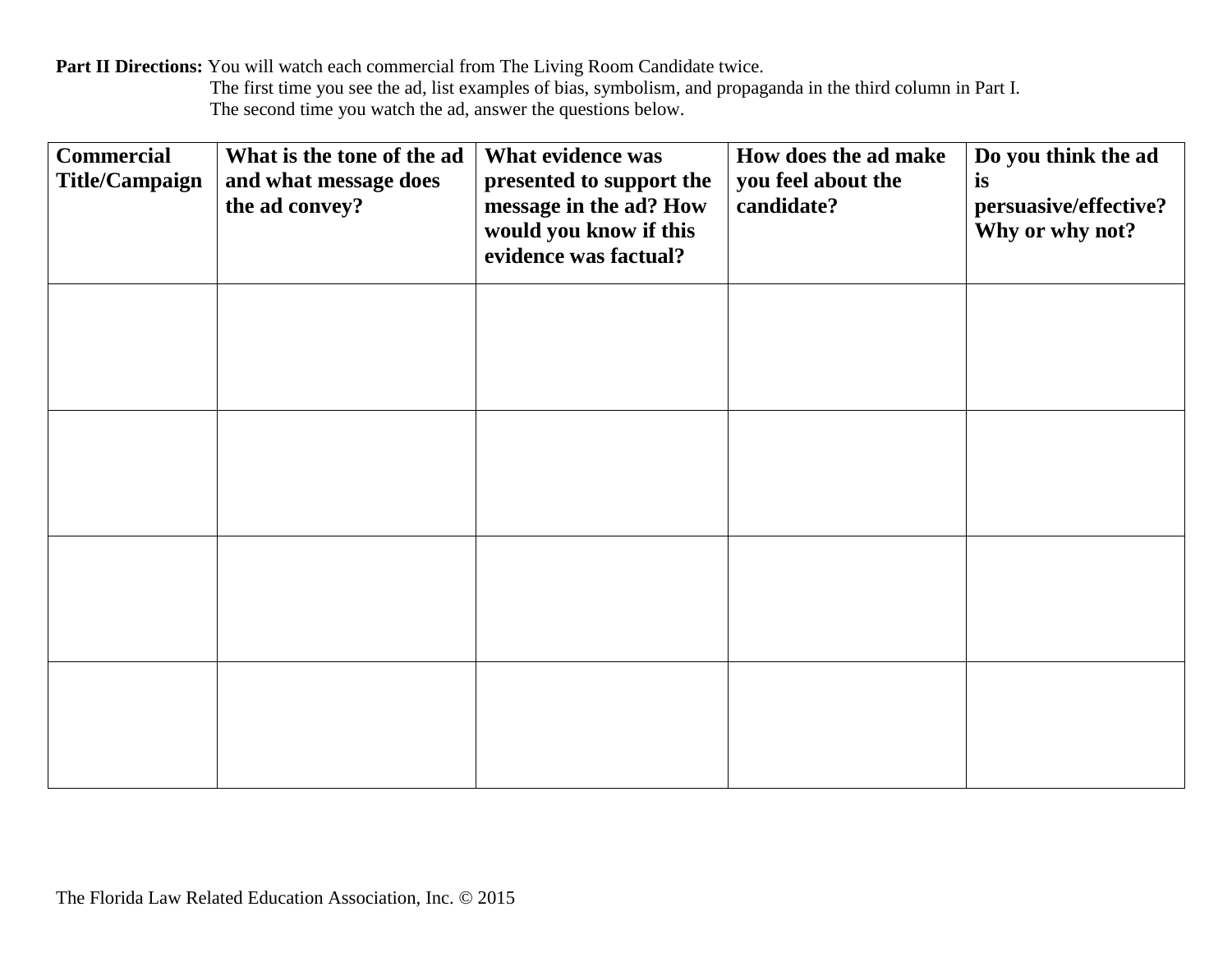**Part II Directions:** You will watch each commercial from The Living Room Candidate twice.
The first time you see the ad, list examples of bias, symbolism, and propaganda in the third column in Part I.
The second time you watch the ad, answer the questions below.

| Commercial Title/Campaign | What is the tone of the ad and what message does the ad convey? | What evidence was presented to support the message in the ad? How would you know if this evidence was factual? | How does the ad make you feel about the candidate? | Do you think the ad is persuasive/effective? Why or why not? |
|---|---|---|---|---|
| | | | | |
| | | | | |
| | | | | |
| | | | | |

The Florida Law Related Education Association, Inc. © 2015